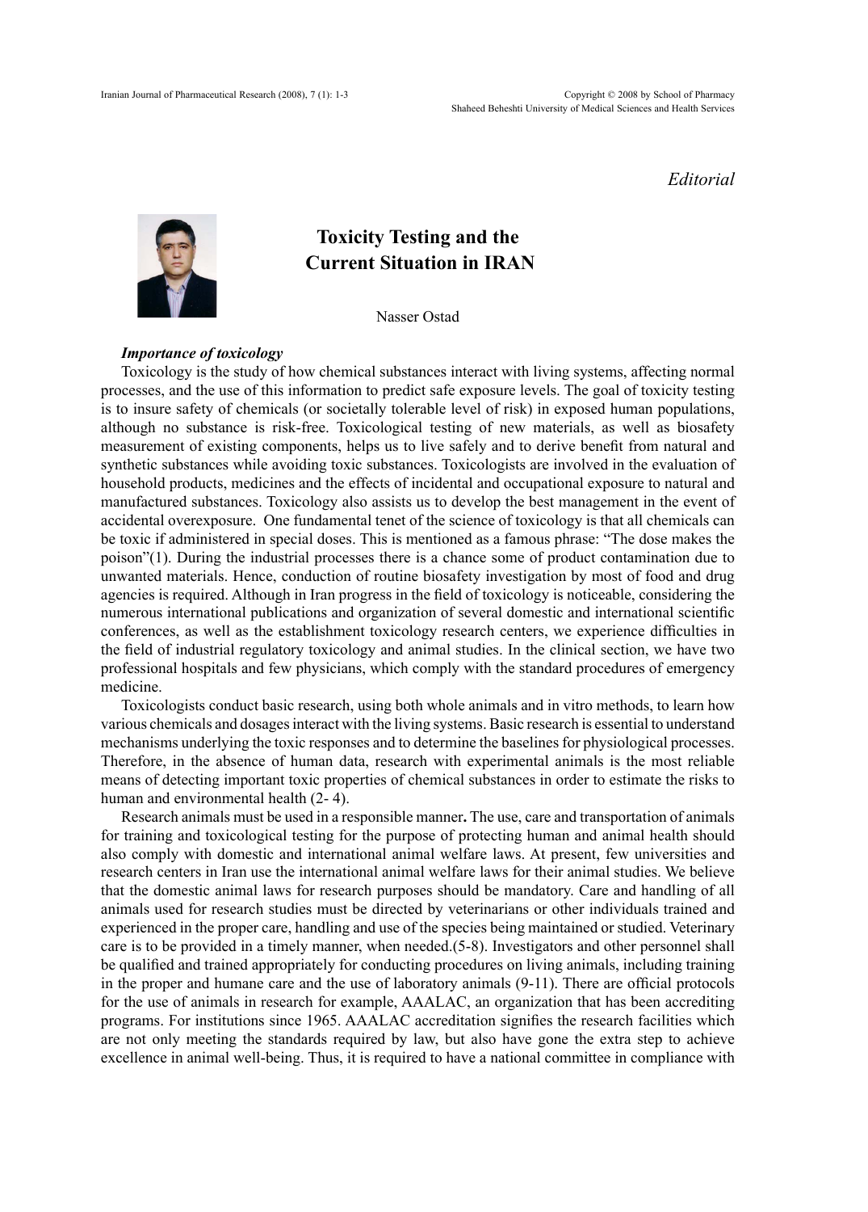*Editorial*

# Toxicity Testing and the Current Situation in IRAN

Nasser Ostad

***Importance of toxicology***

Toxicology is the study of how chemical substances interact with living systems, affecting normal processes, and the use of this information to predict safe exposure levels. The goal of toxicity testing is to insure safety of chemicals (or societally tolerable level of risk) in exposed human populations, although no substance is risk-free. Toxicological testing of new materials, as well as biosafety measurement of existing components, helps us to live safely and to derive benefit from natural and synthetic substances while avoiding toxic substances. Toxicologists are involved in the evaluation of household products, medicines and the effects of incidental and occupational exposure to natural and manufactured substances. Toxicology also assists us to develop the best management in the event of accidental overexposure. One fundamental tenet of the science of toxicology is that all chemicals can be toxic if administered in special doses. This is mentioned as a famous phrase: "The dose makes the poison"(1). During the industrial processes there is a chance some of product contamination due to unwanted materials. Hence, conduction of routine biosafety investigation by most of food and drug agencies is required. Although in Iran progress in the field of toxicology is noticeable, considering the numerous international publications and organization of several domestic and international scientific conferences, as well as the establishment toxicology research centers, we experience difficulties in the field of industrial regulatory toxicology and animal studies. In the clinical section, we have two professional hospitals and few physicians, which comply with the standard procedures of emergency medicine.

Toxicologists conduct basic research, using both whole animals and in vitro methods, to learn how various chemicals and dosages interact with the living systems. Basic research is essential to understand mechanisms underlying the toxic responses and to determine the baselines for physiological processes. Therefore, in the absence of human data, research with experimental animals is the most reliable means of detecting important toxic properties of chemical substances in order to estimate the risks to human and environmental health (2- 4).

Research animals must be used in a responsible manner**.** The use, care and transportation of animals for training and toxicological testing for the purpose of protecting human and animal health should also comply with domestic and international animal welfare laws. At present, few universities and research centers in Iran use the international animal welfare laws for their animal studies. We believe that the domestic animal laws for research purposes should be mandatory. Care and handling of all animals used for research studies must be directed by veterinarians or other individuals trained and experienced in the proper care, handling and use of the species being maintained or studied. Veterinary care is to be provided in a timely manner, when needed.(5-8). Investigators and other personnel shall be qualified and trained appropriately for conducting procedures on living animals, including training in the proper and humane care and the use of laboratory animals (9-11). There are official protocols for the use of animals in research for example, AAALAC, an organization that has been accrediting programs. For institutions since 1965. AAALAC accreditation signifies the research facilities which are not only meeting the standards required by law, but also have gone the extra step to achieve excellence in animal well-being. Thus, it is required to have a national committee in compliance with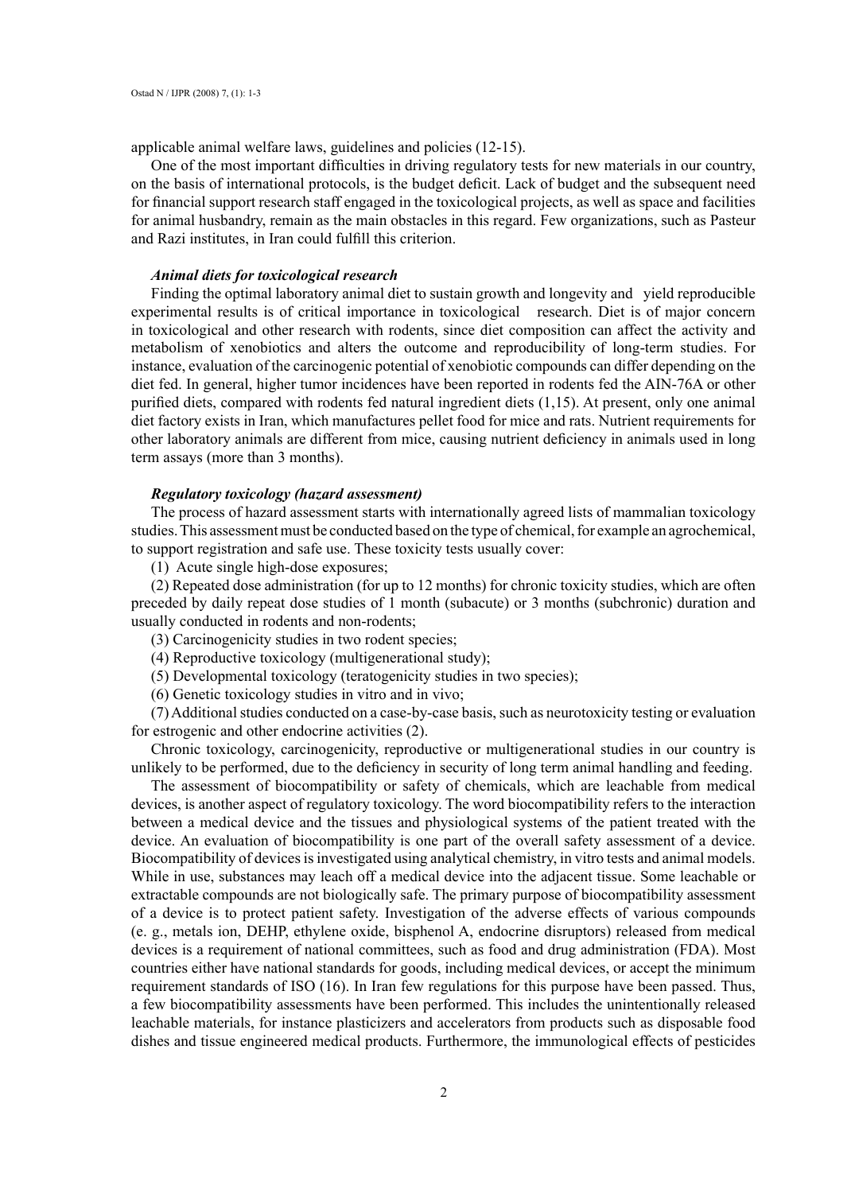applicable animal welfare laws, guidelines and policies (12-15).

One of the most important difficulties in driving regulatory tests for new materials in our country, on the basis of international protocols, is the budget deficit. Lack of budget and the subsequent need for financial support research staff engaged in the toxicological projects, as well as space and facilities for animal husbandry, remain as the main obstacles in this regard. Few organizations, such as Pasteur and Razi institutes, in Iran could fulfill this criterion.

### *Animal diets for toxicological research*

Finding the optimal laboratory animal diet to sustain growth and longevity and yield reproducible experimental results is of critical importance in toxicological research. Diet is of major concern in toxicological and other research with rodents, since diet composition can affect the activity and metabolism of xenobiotics and alters the outcome and reproducibility of long-term studies. For instance, evaluation of the carcinogenic potential of xenobiotic compounds can differ depending on the diet fed. In general, higher tumor incidences have been reported in rodents fed the AIN-76A or other purified diets, compared with rodents fed natural ingredient diets (1,15). At present, only one animal diet factory exists in Iran, which manufactures pellet food for mice and rats. Nutrient requirements for other laboratory animals are different from mice, causing nutrient deficiency in animals used in long term assays (more than 3 months).

### *Regulatory toxicology (hazard assessment)*

The process of hazard assessment starts with internationally agreed lists of mammalian toxicology studies. This assessment must be conducted based on the type of chemical, for example an agrochemical, to support registration and safe use. These toxicity tests usually cover:

(1) Acute single high-dose exposures;

(2) Repeated dose administration (for up to 12 months) for chronic toxicity studies, which are often preceded by daily repeat dose studies of 1 month (subacute) or 3 months (subchronic) duration and usually conducted in rodents and non-rodents;

(3) Carcinogenicity studies in two rodent species;

(4) Reproductive toxicology (multigenerational study);

(5) Developmental toxicology (teratogenicity studies in two species);

(6) Genetic toxicology studies in vitro and in vivo;

(7) Additional studies conducted on a case-by-case basis, such as neurotoxicity testing or evaluation for estrogenic and other endocrine activities (2).

Chronic toxicology, carcinogenicity, reproductive or multigenerational studies in our country is unlikely to be performed, due to the deficiency in security of long term animal handling and feeding.

The assessment of biocompatibility or safety of chemicals, which are leachable from medical devices, is another aspect of regulatory toxicology. The word biocompatibility refers to the interaction between a medical device and the tissues and physiological systems of the patient treated with the device. An evaluation of biocompatibility is one part of the overall safety assessment of a device. Biocompatibility of devices is investigated using analytical chemistry, in vitro tests and animal models. While in use, substances may leach off a medical device into the adjacent tissue. Some leachable or extractable compounds are not biologically safe. The primary purpose of biocompatibility assessment of a device is to protect patient safety. Investigation of the adverse effects of various compounds (e. g., metals ion, DEHP, ethylene oxide, bisphenol A, endocrine disruptors) released from medical devices is a requirement of national committees, such as food and drug administration (FDA). Most countries either have national standards for goods, including medical devices, or accept the minimum requirement standards of ISO (16). In Iran few regulations for this purpose have been passed. Thus, a few biocompatibility assessments have been performed. This includes the unintentionally released leachable materials, for instance plasticizers and accelerators from products such as disposable food dishes and tissue engineered medical products. Furthermore, the immunological effects of pesticides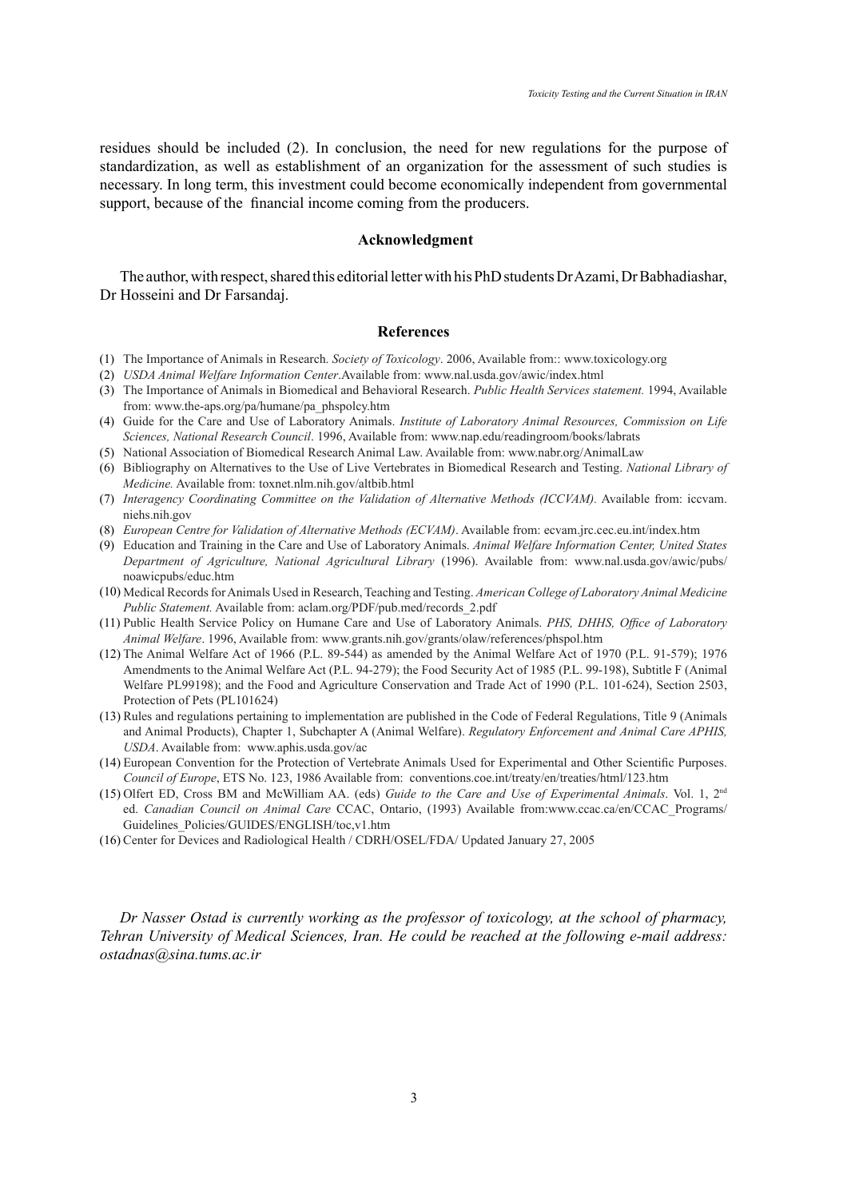residues should be included (2). In conclusion, the need for new regulations for the purpose of standardization, as well as establishment of an organization for the assessment of such studies is necessary. In long term, this investment could become economically independent from governmental support, because of the financial income coming from the producers.

## Acknowledgment

The author, with respect, shared this editorial letter with his PhD students Dr Azami, Dr Babhadiashar, Dr Hosseini and Dr Farsandaj.

## References

(1) The Importance of Animals in Research. *Society of Toxicology*. 2006, Available from:: www.toxicology.org

(2) *USDA Animal Welfare Information Center*.Available from: www.nal.usda.gov/awic/index.html

(3) The Importance of Animals in Biomedical and Behavioral Research. *Public Health Services statement.* 1994, Available from: www.the-aps.org/pa/humane/pa_phspolcy.htm

(4) Guide for the Care and Use of Laboratory Animals. *Institute of Laboratory Animal Resources, Commission on Life Sciences, National Research Council*. 1996, Available from: www.nap.edu/readingroom/books/labrats

(5) National Association of Biomedical Research Animal Law. Available from: www.nabr.org/AnimalLaw

(6) Bibliography on Alternatives to the Use of Live Vertebrates in Biomedical Research and Testing. *National Library of Medicine.* Available from: toxnet.nlm.nih.gov/altbib.html

(7) *Interagency Coordinating Committee on the Validation of Alternative Methods (ICCVAM).* Available from: iccvam.niehs.nih.gov

(8) *European Centre for Validation of Alternative Methods (ECVAM)*. Available from: ecvam.jrc.cec.eu.int/index.htm

(9) Education and Training in the Care and Use of Laboratory Animals. *Animal Welfare Information Center, United States Department of Agriculture, National Agricultural Library* (1996). Available from: www.nal.usda.gov/awic/pubs/noawicpubs/educ.htm

(10) Medical Records for Animals Used in Research, Teaching and Testing. *American College of Laboratory Animal Medicine Public Statement.* Available from: aclam.org/PDF/pub.med/records_2.pdf

(11) Public Health Service Policy on Humane Care and Use of Laboratory Animals. *PHS, DHHS, Office of Laboratory Animal Welfare*. 1996, Available from: www.grants.nih.gov/grants/olaw/references/phspol.htm

(12) The Animal Welfare Act of 1966 (P.L. 89-544) as amended by the Animal Welfare Act of 1970 (P.L. 91-579); 1976 Amendments to the Animal Welfare Act (P.L. 94-279); the Food Security Act of 1985 (P.L. 99-198), Subtitle F (Animal Welfare PL99198); and the Food and Agriculture Conservation and Trade Act of 1990 (P.L. 101-624), Section 2503, Protection of Pets (PL101624)

(13) Rules and regulations pertaining to implementation are published in the Code of Federal Regulations, Title 9 (Animals and Animal Products), Chapter 1, Subchapter A (Animal Welfare). *Regulatory Enforcement and Animal Care APHIS, USDA*. Available from: www.aphis.usda.gov/ac

(14) European Convention for the Protection of Vertebrate Animals Used for Experimental and Other Scientific Purposes. *Council of Europe*, ETS No. 123, 1986 Available from: conventions.coe.int/treaty/en/treaties/html/123.htm

(15) Olfert ED, Cross BM and McWilliam AA. (eds) *Guide to the Care and Use of Experimental Animals*. Vol. 1, 2nd ed. *Canadian Council on Animal Care* CCAC, Ontario, (1993) Available from:www.ccac.ca/en/CCAC_Programs/Guidelines_Policies/GUIDES/ENGLISH/toc,v1.htm

(16) Center for Devices and Radiological Health / CDRH/OSEL/FDA/ Updated January 27, 2005

*Dr Nasser Ostad is currently working as the professor of toxicology, at the school of pharmacy, Tehran University of Medical Sciences, Iran. He could be reached at the following e-mail address: ostadnas@sina.tums.ac.ir*